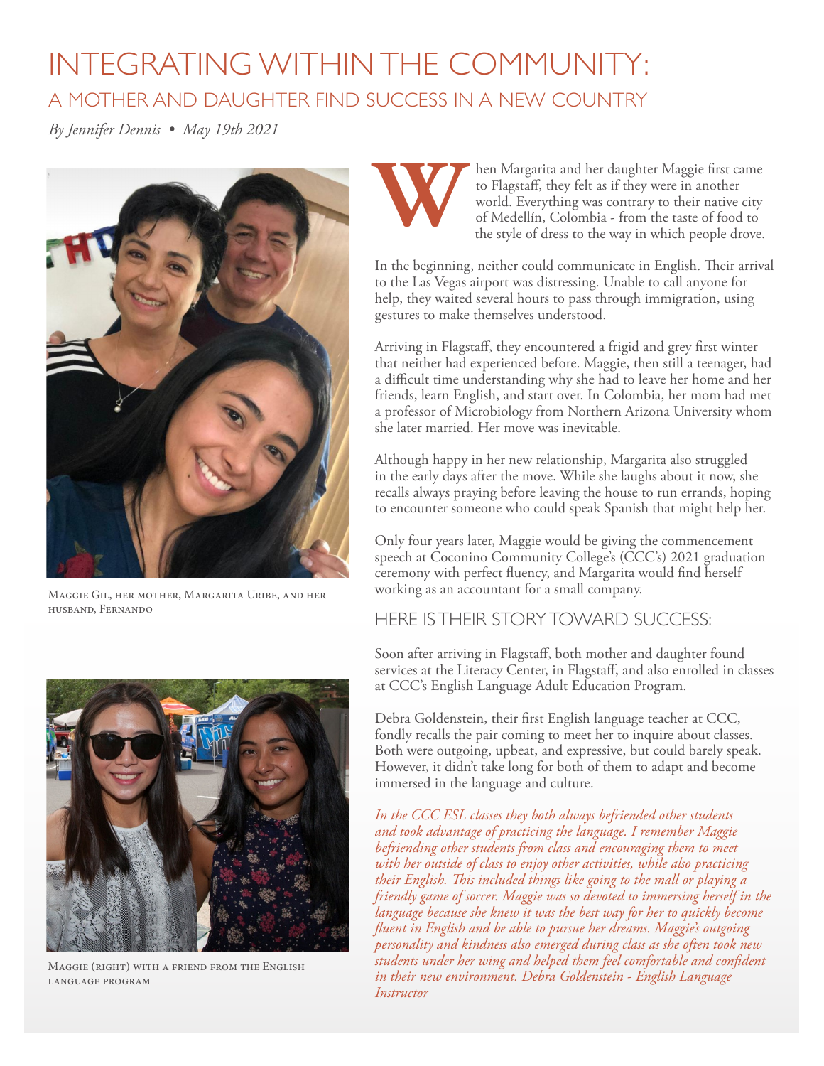# INTEGRATING WITHIN THE COMMUNITY:

## A MOTHER AND DAUGHTER FIND SUCCESS IN A NEW COUNTRY

*By Jennifer Dennis • May 19th 2021*

Maggie Gil, her mother, Margarita Uribe, and her husband, Fernando

Maggie (right) with a friend from the English language program

When Margarita and her daughter Maggie first came to Flagstaff, they felt as if they were in another world. Everything was contrary to their native city of Medellín, Colombia - from the taste of food to the style of dress to the way in which people drove.

In the beginning, neither could communicate in English. Their arrival to the Las Vegas airport was distressing. Unable to call anyone for help, they waited several hours to pass through immigration, using gestures to make themselves understood.

Arriving in Flagstaff, they encountered a frigid and grey first winter that neither had experienced before. Maggie, then still a teenager, had a difficult time understanding why she had to leave her home and her friends, learn English, and start over. In Colombia, her mom had met a professor of Microbiology from Northern Arizona University whom she later married. Her move was inevitable.

Although happy in her new relationship, Margarita also struggled in the early days after the move. While she laughs about it now, she recalls always praying before leaving the house to run errands, hoping to encounter someone who could speak Spanish that might help her.

Only four years later, Maggie would be giving the commencement speech at Coconino Community College's (CCC's) 2021 graduation ceremony with perfect fluency, and Margarita would find herself working as an accountant for a small company.

### HERE IS THEIR STORY TOWARD SUCCESS:

Soon after arriving in Flagstaff, both mother and daughter found services at the Literacy Center, in Flagstaff, and also enrolled in classes at CCC's English Language Adult Education Program.

Debra Goldenstein, their first English language teacher at CCC, fondly recalls the pair coming to meet her to inquire about classes. Both were outgoing, upbeat, and expressive, but could barely speak. However, it didn't take long for both of them to adapt and become immersed in the language and culture.

*In the CCC ESL classes they both always befriended other students and took advantage of practicing the language. I remember Maggie befriending other students from class and encouraging them to meet with her outside of class to enjoy other activities, while also practicing their English. This included things like going to the mall or playing a friendly game of soccer. Maggie was so devoted to immersing herself in the language because she knew it was the best way for her to quickly become fluent in English and be able to pursue her dreams. Maggie's outgoing personality and kindness also emerged during class as she often took new students under her wing and helped them feel comfortable and confident in their new environment. Debra Goldenstein - English Language Instructor*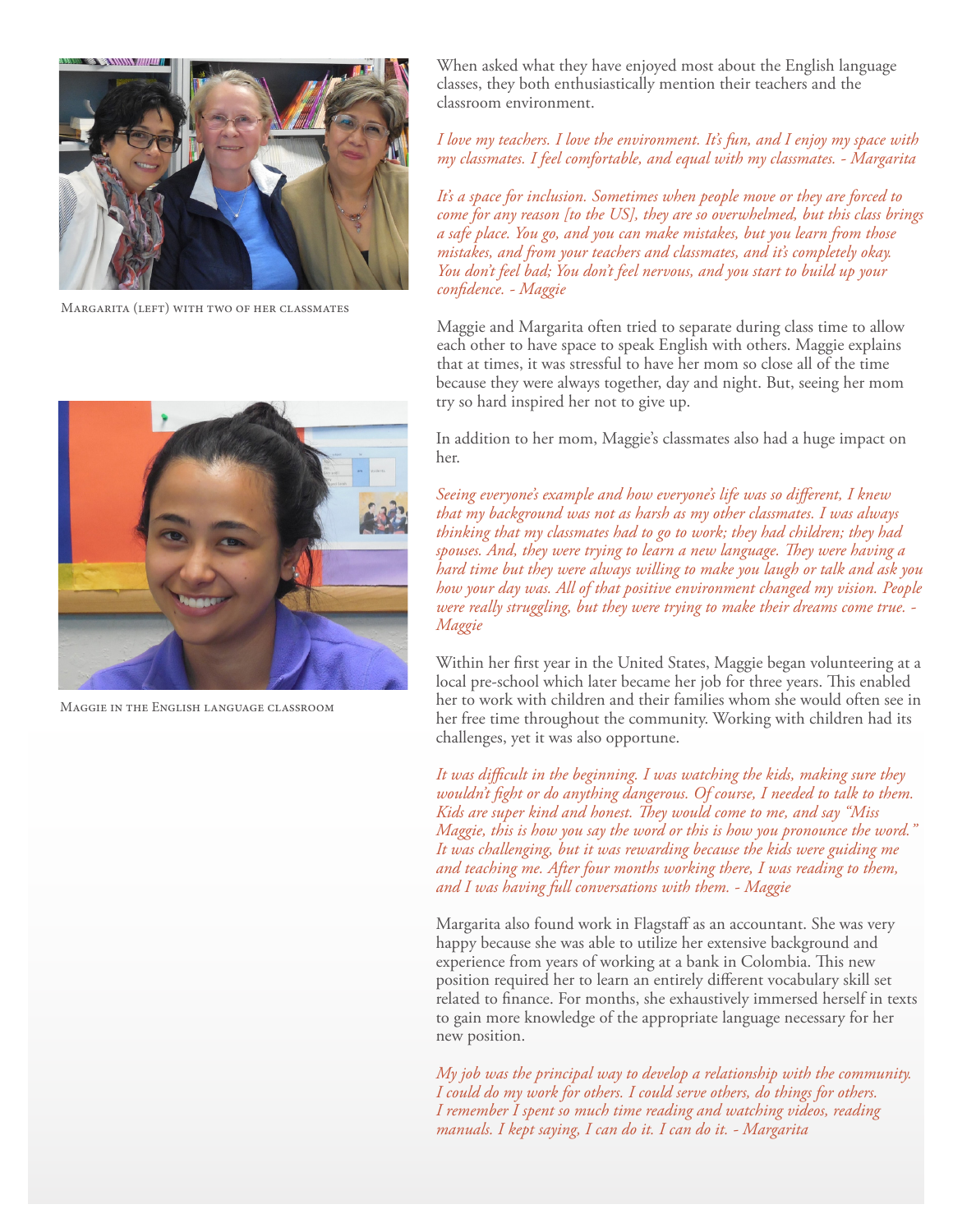Margarita (left) with two of her classmates

Maggie in the English language classroom

When asked what they have enjoyed most about the English language classes, they both enthusiastically mention their teachers and the classroom environment.

*I love my teachers. I love the environment. It's fun, and I enjoy my space with my classmates. I feel comfortable, and equal with my classmates. - Margarita*

*It's a space for inclusion. Sometimes when people move or they are forced to come for any reason [to the US], they are so overwhelmed, but this class brings a safe place. You go, and you can make mistakes, but you learn from those mistakes, and from your teachers and classmates, and it's completely okay. You don't feel bad; You don't feel nervous, and you start to build up your confidence. - Maggie*

Maggie and Margarita often tried to separate during class time to allow each other to have space to speak English with others. Maggie explains that at times, it was stressful to have her mom so close all of the time because they were always together, day and night. But, seeing her mom try so hard inspired her not to give up.

In addition to her mom, Maggie's classmates also had a huge impact on her.

*Seeing everyone's example and how everyone's life was so different, I knew that my background was not as harsh as my other classmates. I was always thinking that my classmates had to go to work; they had children; they had spouses. And, they were trying to learn a new language. They were having a hard time but they were always willing to make you laugh or talk and ask you how your day was. All of that positive environment changed my vision. People were really struggling, but they were trying to make their dreams come true. - Maggie*

Within her first year in the United States, Maggie began volunteering at a local pre-school which later became her job for three years. This enabled her to work with children and their families whom she would often see in her free time throughout the community. Working with children had its challenges, yet it was also opportune.

*It was difficult in the beginning. I was watching the kids, making sure they wouldn't fight or do anything dangerous. Of course, I needed to talk to them. Kids are super kind and honest. They would come to me, and say "Miss Maggie, this is how you say the word or this is how you pronounce the word." It was challenging, but it was rewarding because the kids were guiding me and teaching me. After four months working there, I was reading to them, and I was having full conversations with them. - Maggie*

Margarita also found work in Flagstaff as an accountant. She was very happy because she was able to utilize her extensive background and experience from years of working at a bank in Colombia. This new position required her to learn an entirely different vocabulary skill set related to finance. For months, she exhaustively immersed herself in texts to gain more knowledge of the appropriate language necessary for her new position.

*My job was the principal way to develop a relationship with the community. I could do my work for others. I could serve others, do things for others. I remember I spent so much time reading and watching videos, reading manuals. I kept saying, I can do it. I can do it. - Margarita*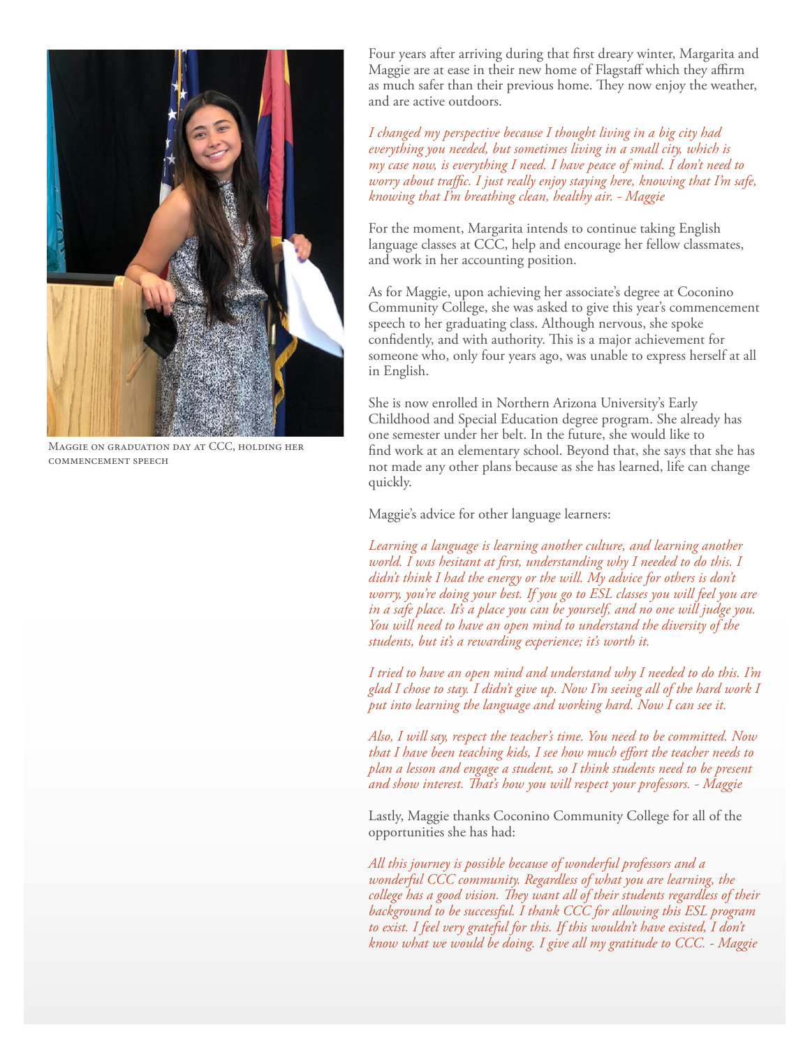Maggie on graduation day at CCC, holding her commencement speech

Four years after arriving during that first dreary winter, Margarita and Maggie are at ease in their new home of Flagstaff which they affirm as much safer than their previous home. They now enjoy the weather, and are active outdoors.

*I changed my perspective because I thought living in a big city had everything you needed, but sometimes living in a small city, which is my case now, is everything I need. I have peace of mind. I don't need to worry about traffic. I just really enjoy staying here, knowing that I'm safe, knowing that I'm breathing clean, healthy air. - Maggie*

For the moment, Margarita intends to continue taking English language classes at CCC, help and encourage her fellow classmates, and work in her accounting position.

As for Maggie, upon achieving her associate's degree at Coconino Community College, she was asked to give this year's commencement speech to her graduating class. Although nervous, she spoke confidently, and with authority. This is a major achievement for someone who, only four years ago, was unable to express herself at all in English.

She is now enrolled in Northern Arizona University's Early Childhood and Special Education degree program. She already has one semester under her belt. In the future, she would like to find work at an elementary school. Beyond that, she says that she has not made any other plans because as she has learned, life can change quickly.

Maggie's advice for other language learners:

*Learning a language is learning another culture, and learning another world. I was hesitant at first, understanding why I needed to do this. I didn't think I had the energy or the will. My advice for others is don't worry, you're doing your best. If you go to ESL classes you will feel you are in a safe place. It's a place you can be yourself, and no one will judge you. You will need to have an open mind to understand the diversity of the students, but it's a rewarding experience; it's worth it.*

*I tried to have an open mind and understand why I needed to do this. I'm glad I chose to stay. I didn't give up. Now I'm seeing all of the hard work I put into learning the language and working hard. Now I can see it.*

*Also, I will say, respect the teacher's time. You need to be committed. Now that I have been teaching kids, I see how much effort the teacher needs to plan a lesson and engage a student, so I think students need to be present and show interest. That's how you will respect your professors. - Maggie*

Lastly, Maggie thanks Coconino Community College for all of the opportunities she has had:

*All this journey is possible because of wonderful professors and a wonderful CCC community. Regardless of what you are learning, the college has a good vision. They want all of their students regardless of their background to be successful. I thank CCC for allowing this ESL program to exist. I feel very grateful for this. If this wouldn't have existed, I don't know what we would be doing. I give all my gratitude to CCC. - Maggie*